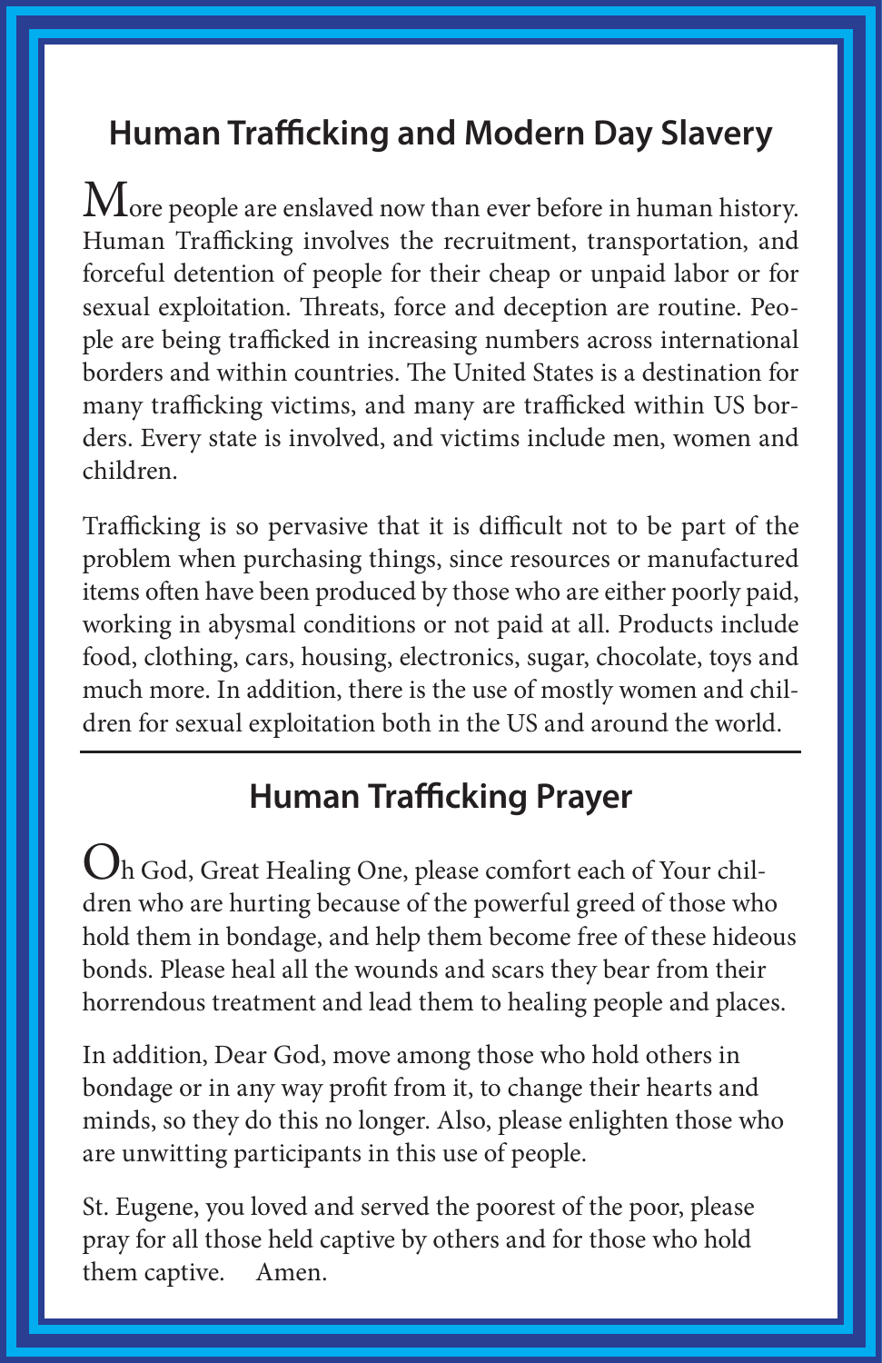## Human Trafficking and Modern Day Slavery

More people are enslaved now than ever before in human history. Human Trafficking involves the recruitment, transportation, and forceful detention of people for their cheap or unpaid labor or for sexual exploitation. Threats, force and deception are routine. People are being trafficked in increasing numbers across international borders and within countries. The United States is a destination for many trafficking victims, and many are trafficked within US borders. Every state is involved, and victims include men, women and children.

Trafficking is so pervasive that it is difficult not to be part of the problem when purchasing things, since resources or manufactured items often have been produced by those who are either poorly paid, working in abysmal conditions or not paid at all. Products include food, clothing, cars, housing, electronics, sugar, chocolate, toys and much more. In addition, there is the use of mostly women and children for sexual exploitation both in the US and around the world.

---

## Human Trafficking Prayer

Oh God, Great Healing One, please comfort each of Your children who are hurting because of the powerful greed of those who hold them in bondage, and help them become free of these hideous bonds. Please heal all the wounds and scars they bear from their horrendous treatment and lead them to healing people and places.

In addition, Dear God, move among those who hold others in bondage or in any way profit from it, to change their hearts and minds, so they do this no longer. Also, please enlighten those who are unwitting participants in this use of people.

St. Eugene, you loved and served the poorest of the poor, please pray for all those held captive by others and for those who hold them captive. Amen.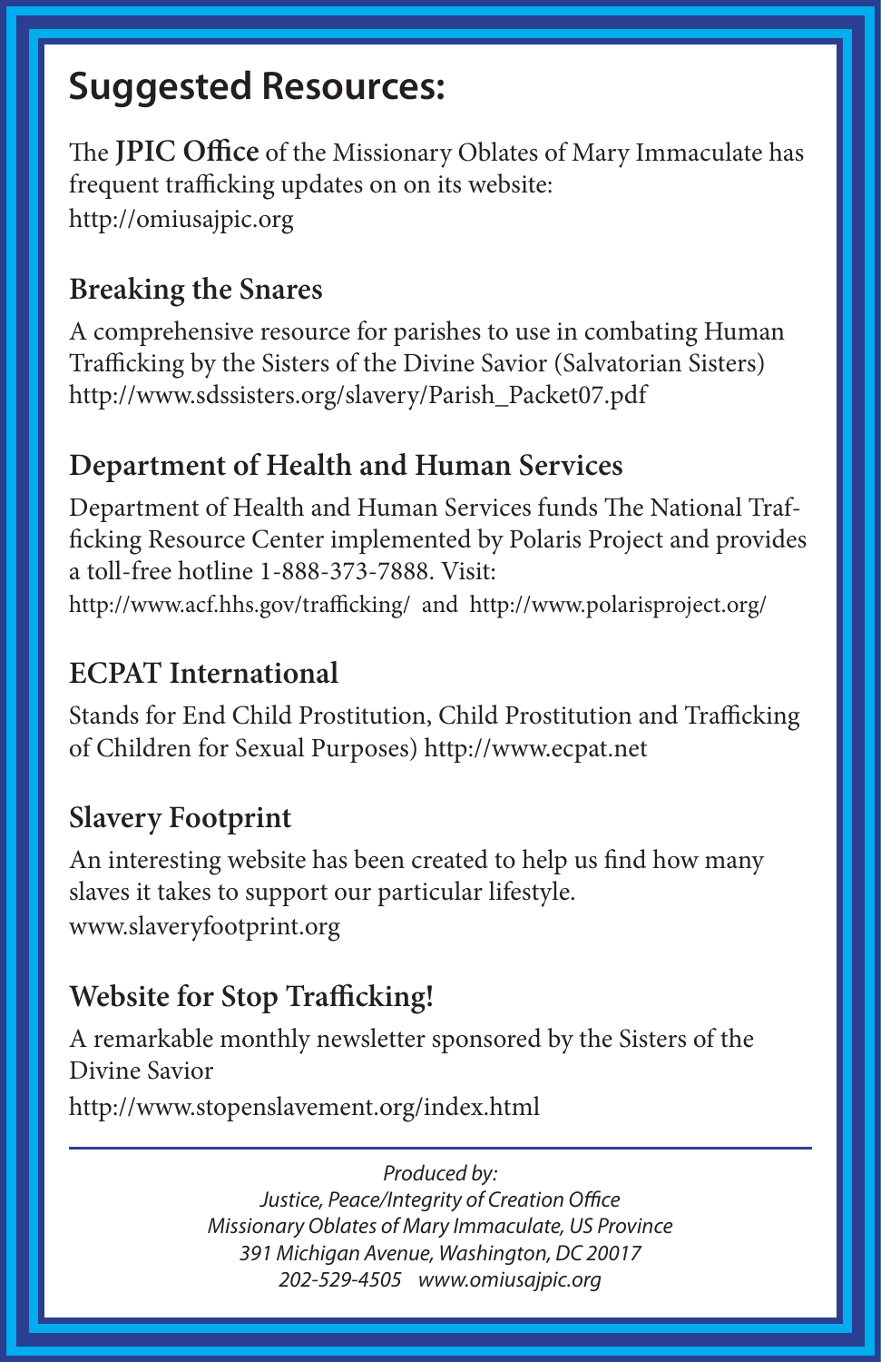# Suggested Resources:

The **JPIC Office** of the Missionary Oblates of Mary Immaculate has frequent trafficking updates on on its website: http://omiusajpic.org

## Breaking the Snares

A comprehensive resource for parishes to use in combating Human Trafficking by the Sisters of the Divine Savior (Salvatorian Sisters) http://www.sdssisters.org/slavery/Parish_Packet07.pdf

## Department of Health and Human Services

Department of Health and Human Services funds The National Trafficking Resource Center implemented by Polaris Project and provides a toll-free hotline 1-888-373-7888. Visit: http://www.acf.hhs.gov/trafficking/ and http://www.polarisproject.org/

## ECPAT International

Stands for End Child Prostitution, Child Prostitution and Trafficking of Children for Sexual Purposes) http://www.ecpat.net

## Slavery Footprint

An interesting website has been created to help us find how many slaves it takes to support our particular lifestyle. www.slaveryfootprint.org

## Website for Stop Trafficking!

A remarkable monthly newsletter sponsored by the Sisters of the Divine Savior

http://www.stopenslavement.org/index.html

---

*Produced by:*
*Justice, Peace/Integrity of Creation Office*
*Missionary Oblates of Mary Immaculate, US Province*
*391 Michigan Avenue, Washington, DC 20017*
*202-529-4505 www.omiusajpic.org*